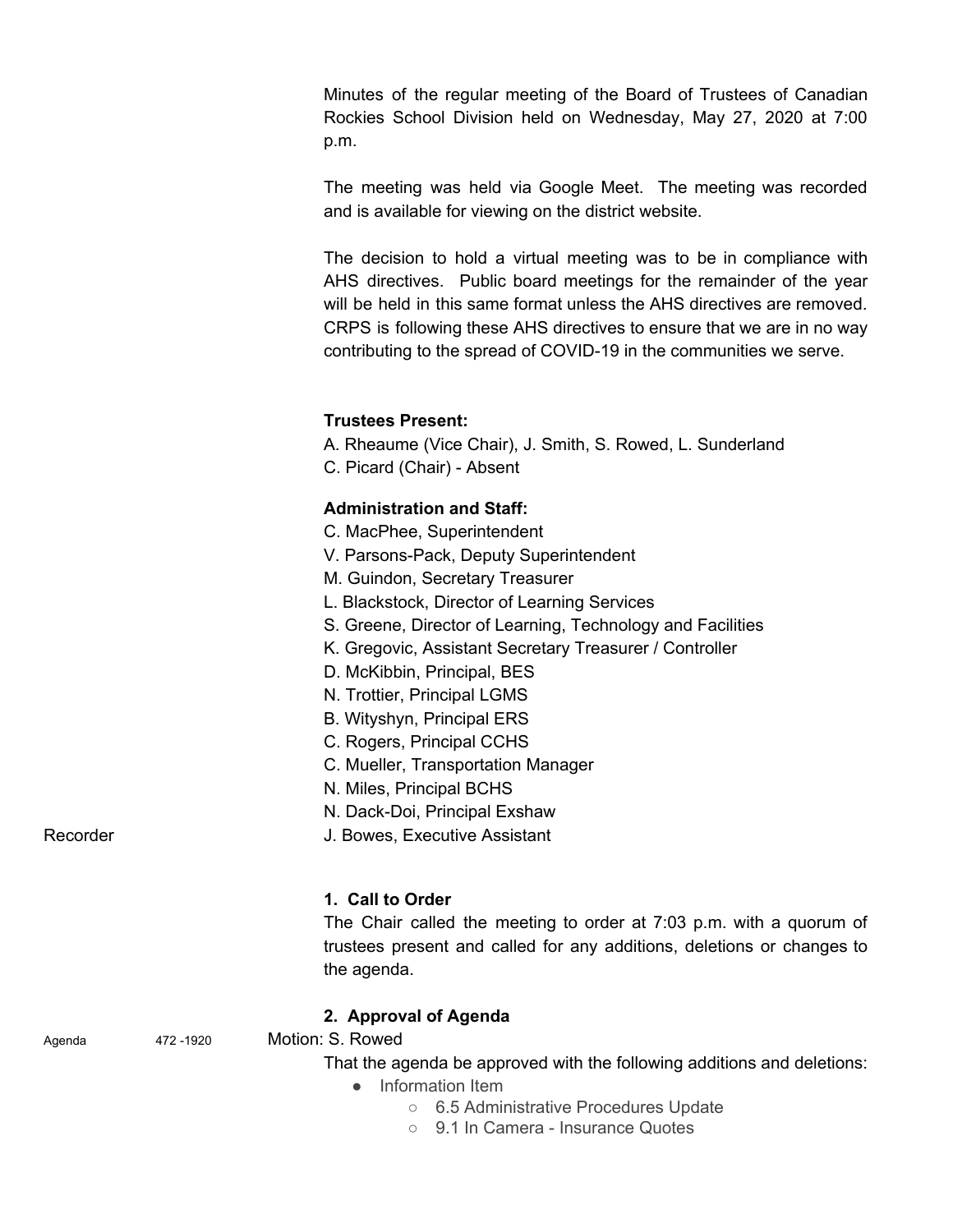Minutes of the regular meeting of the Board of Trustees of Canadian Rockies School Division held on Wednesday, May 27, 2020 at 7:00 p.m.

The meeting was held via Google Meet. The meeting was recorded and is available for viewing on the district website.

The decision to hold a virtual meeting was to be in compliance with AHS directives. Public board meetings for the remainder of the year will be held in this same format unless the AHS directives are removed. CRPS is following these AHS directives to ensure that we are in no way contributing to the spread of COVID-19 in the communities we serve.

**Trustees Present:**
A. Rheaume (Vice Chair), J. Smith, S. Rowed, L. Sunderland
C. Picard (Chair) - Absent

**Administration and Staff:**
C. MacPhee, Superintendent
V. Parsons-Pack, Deputy Superintendent
M. Guindon, Secretary Treasurer
L. Blackstock, Director of Learning Services
S. Greene, Director of Learning, Technology and Facilities
K. Gregovic, Assistant Secretary Treasurer / Controller
D. McKibbin, Principal, BES
N. Trottier, Principal LGMS
B. Wityshyn, Principal ERS
C. Rogers, Principal CCHS
C. Mueller, Transportation Manager
N. Miles, Principal BCHS
N. Dack-Doi, Principal Exshaw
Recorder — J. Bowes, Executive Assistant

**1. Call to Order**

The Chair called the meeting to order at 7:03 p.m. with a quorum of trustees present and called for any additions, deletions or changes to the agenda.

**2. Approval of Agenda**

Agenda 472 -1920 Motion: S. Rowed

That the agenda be approved with the following additions and deletions:

- Information Item
    - 6.5 Administrative Procedures Update
    - 9.1 In Camera - Insurance Quotes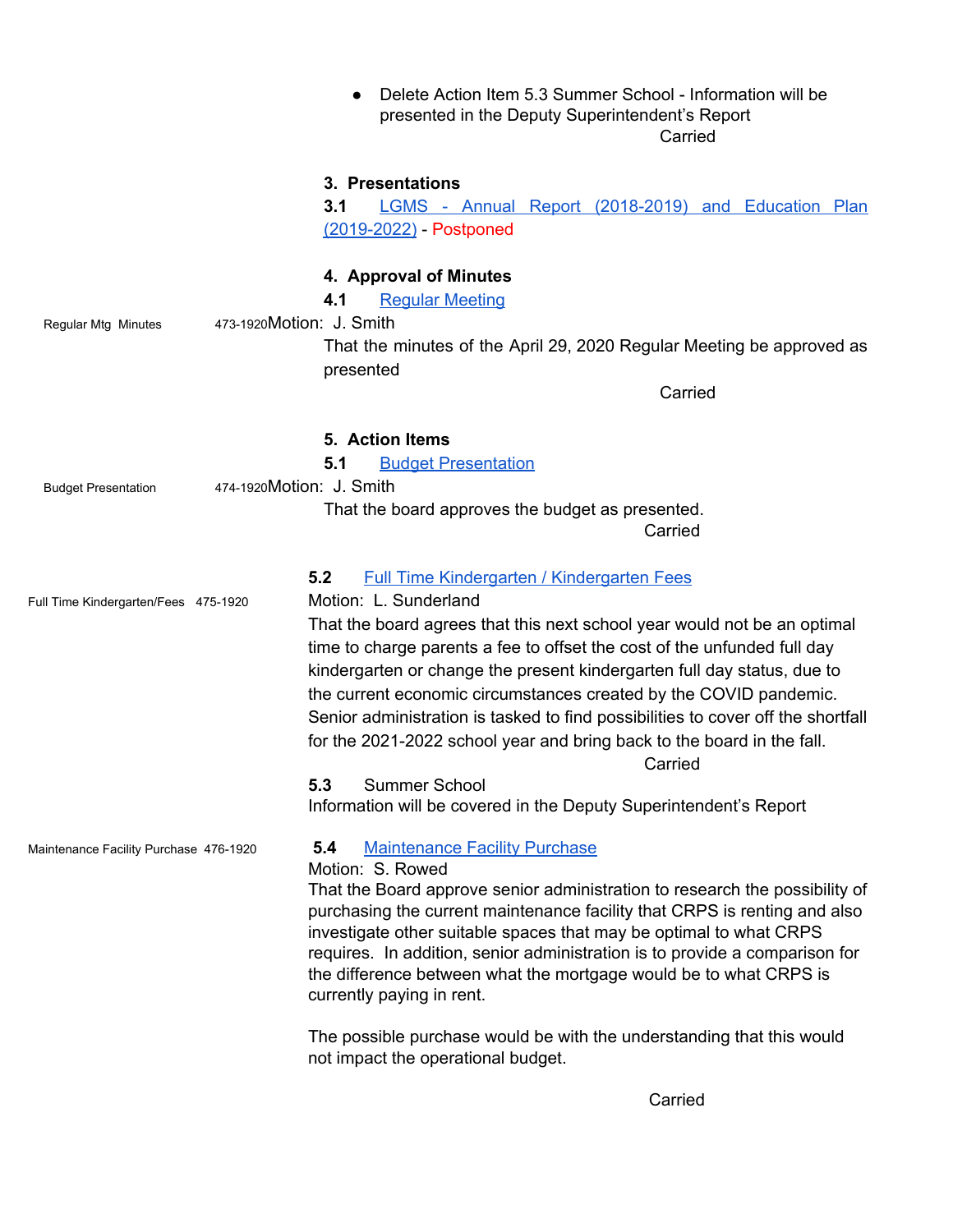- Delete Action Item 5.3 Summer School - Information will be presented in the Deputy Superintendent's Report

Carried

### 3. Presentations

**3.1** LGMS - Annual Report (2018-2019) and Education Plan (2019-2022) - Postponed

### 4. Approval of Minutes

**4.1** Regular Meeting

Regular Mtg Minutes 473-1920 Motion: J. Smith

That the minutes of the April 29, 2020 Regular Meeting be approved as presented

Carried

### 5. Action Items

**5.1** Budget Presentation

Budget Presentation 474-1920 Motion: J. Smith

That the board approves the budget as presented.

Carried

**5.2** Full Time Kindergarten / Kindergarten Fees

Full Time Kindergarten/Fees 475-1920 Motion: L. Sunderland

That the board agrees that this next school year would not be an optimal time to charge parents a fee to offset the cost of the unfunded full day kindergarten or change the present kindergarten full day status, due to the current economic circumstances created by the COVID pandemic. Senior administration is tasked to find possibilities to cover off the shortfall for the 2021-2022 school year and bring back to the board in the fall.

Carried

**5.3** Summer School

Information will be covered in the Deputy Superintendent's Report

**5.4** Maintenance Facility Purchase

Maintenance Facility Purchase 476-1920 Motion: S. Rowed

That the Board approve senior administration to research the possibility of purchasing the current maintenance facility that CRPS is renting and also investigate other suitable spaces that may be optimal to what CRPS requires. In addition, senior administration is to provide a comparison for the difference between what the mortgage would be to what CRPS is currently paying in rent.

The possible purchase would be with the understanding that this would not impact the operational budget.

Carried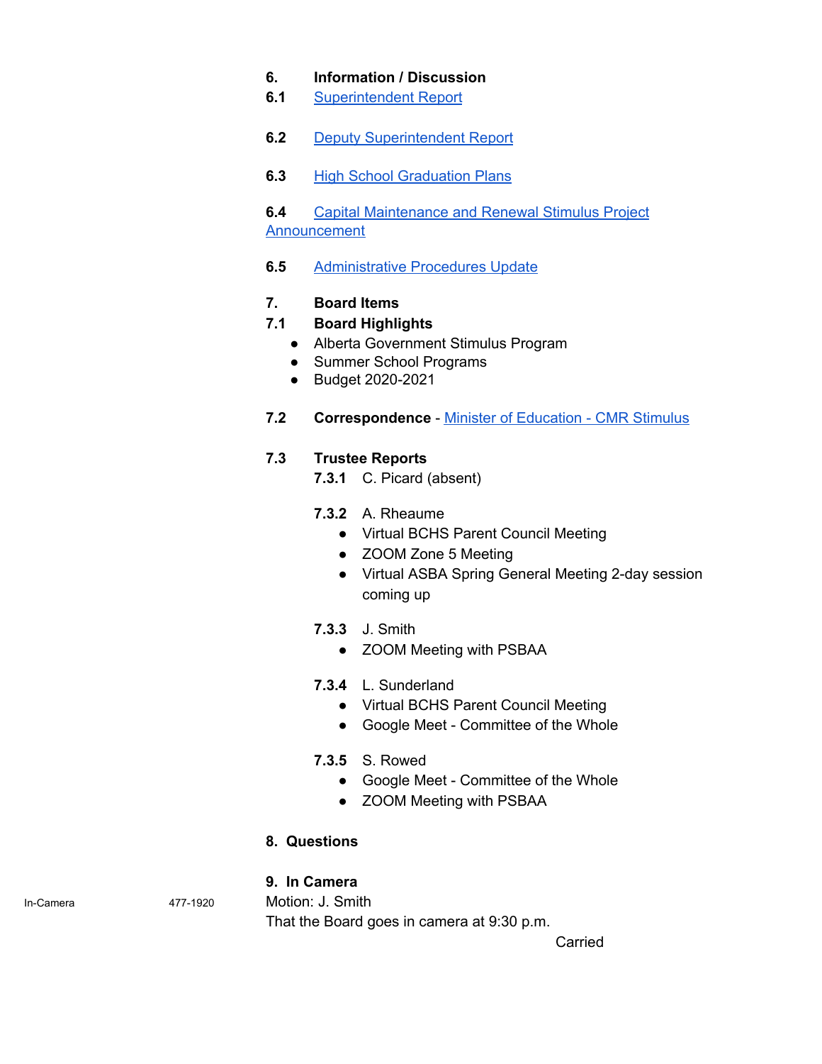**6. Information / Discussion**

**6.1** Superintendent Report

**6.2** Deputy Superintendent Report

**6.3** High School Graduation Plans

**6.4** Capital Maintenance and Renewal Stimulus Project Announcement

**6.5** Administrative Procedures Update

**7. Board Items**

**7.1 Board Highlights**

- Alberta Government Stimulus Program
- Summer School Programs
- Budget 2020-2021

**7.2 Correspondence** - Minister of Education - CMR Stimulus

**7.3 Trustee Reports**

**7.3.1** C. Picard (absent)

**7.3.2** A. Rheaume

- Virtual BCHS Parent Council Meeting
- ZOOM Zone 5 Meeting
- Virtual ASBA Spring General Meeting 2-day session coming up

**7.3.3** J. Smith

- ZOOM Meeting with PSBAA

**7.3.4** L. Sunderland

- Virtual BCHS Parent Council Meeting
- Google Meet - Committee of the Whole

**7.3.5** S. Rowed

- Google Meet - Committee of the Whole
- ZOOM Meeting with PSBAA

**8. Questions**

**9. In Camera**

In-Camera 477-1920

Motion: J. Smith
That the Board goes in camera at 9:30 p.m.

Carried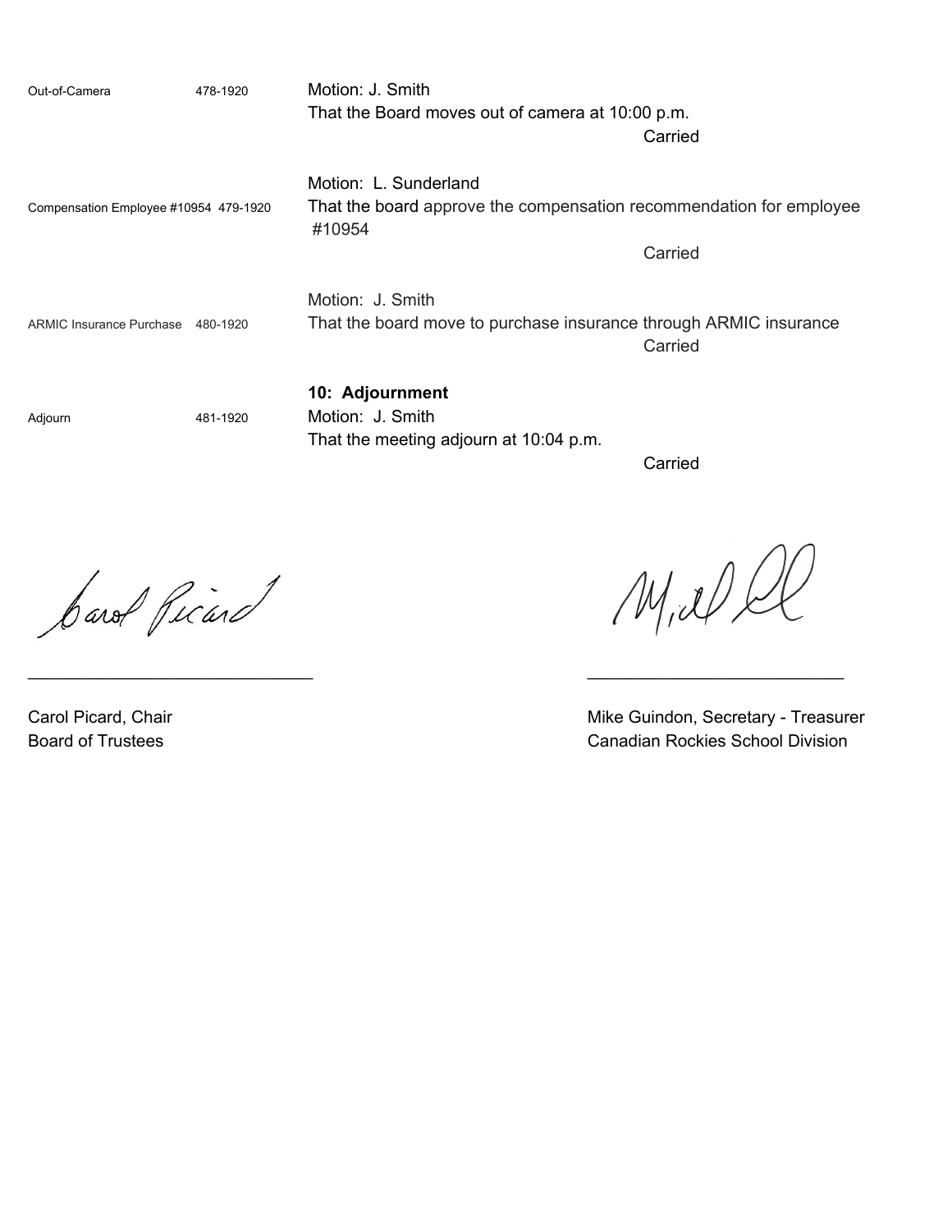| | | |
|---|---|---|
| Out-of-Camera | 478-1920 | Motion: J. Smith<br>That the Board moves out of camera at 10:00 p.m.<br>Carried |
| Compensation Employee #10954 | 479-1920 | Motion: L. Sunderland<br>That the board approve the compensation recommendation for employee #10954<br>Carried |
| ARMIC Insurance Purchase | 480-1920 | Motion: J. Smith<br>That the board move to purchase insurance through ARMIC insurance<br>Carried |
| Adjourn | 481-1920 | **10: Adjournment**<br>Motion: J. Smith<br>That the meeting adjourn at 10:04 p.m.<br>Carried |

Carol Picard, Chair
Board of Trustees

Mike Guindon, Secretary - Treasurer
Canadian Rockies School Division